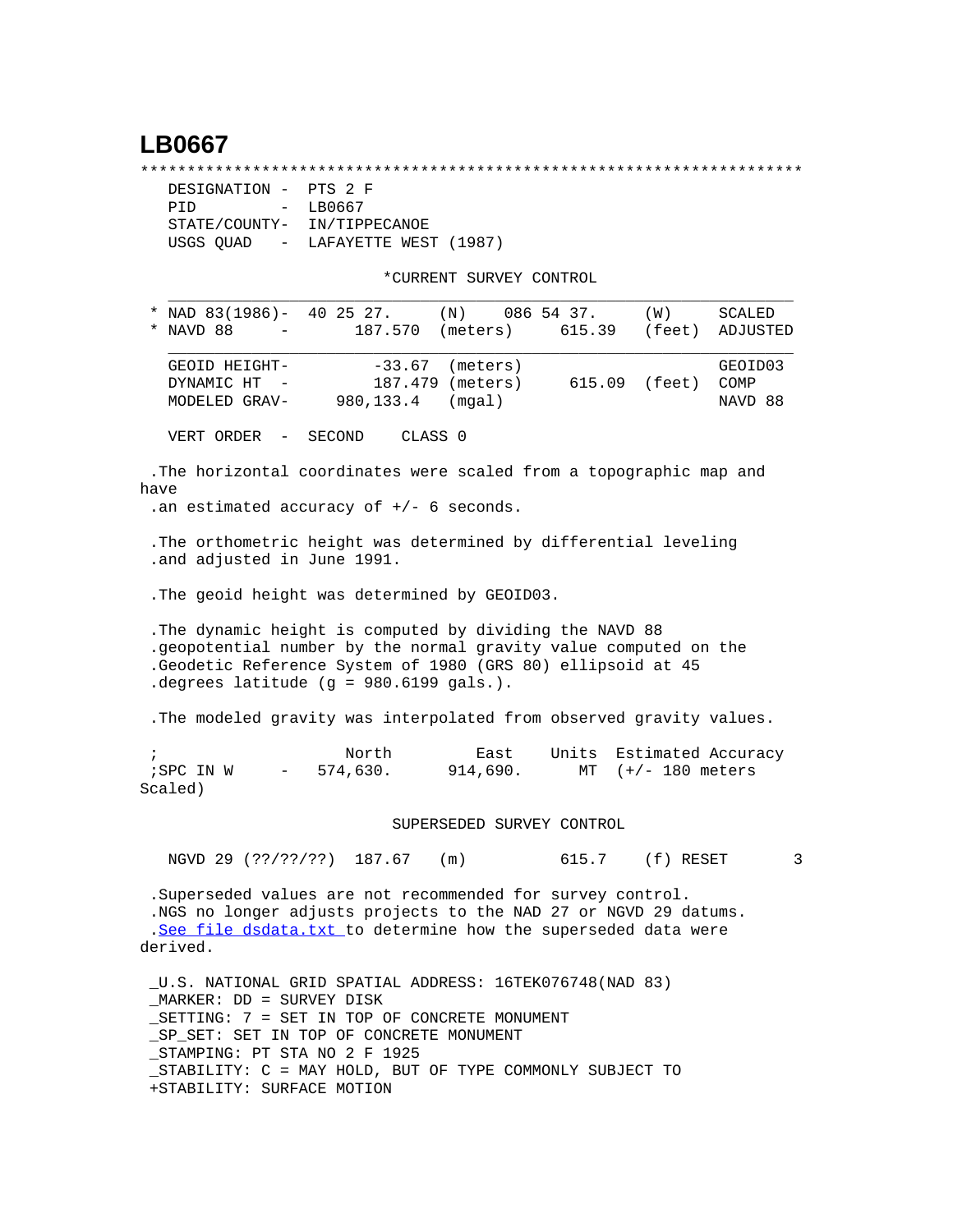# LB0667

```
***********************************************************************
  DESIGNATION -  PTS 2 F
  PID         -  LB0667
  STATE/COUNTY-  IN/TIPPECANOE
  USGS QUAD   -  LAFAYETTE WEST (1987)

                         *CURRENT SURVEY CONTROL
  ___________________________________________________________________
* NAD 83(1986)-  40 25 27.     (N)    086 54 37.     (W)     SCALED
* NAVD 88     -       187.570  (meters)      615.39   (feet)  ADJUSTED
  ___________________________________________________________________
  GEOID HEIGHT-        -33.67  (meters)                       GEOID03
  DYNAMIC HT  -        187.479 (meters)      615.09   (feet)  COMP
  MODELED GRAV-     980,133.4  (mgal)                         NAVD 88

  VERT ORDER  -  SECOND     CLASS 0

 .The horizontal coordinates were scaled from a topographic map and
have
 .an estimated accuracy of +/- 6 seconds.

 .The orthometric height was determined by differential leveling
 .and adjusted in June 1991.

 .The geoid height was determined by GEOID03.

 .The dynamic height is computed by dividing the NAVD 88
 .geopotential number by the normal gravity value computed on the
 .Geodetic Reference System of 1980 (GRS 80) ellipsoid at 45
 .degrees latitude (g = 980.6199 gals.).

 .The modeled gravity was interpolated from observed gravity values.

 ;                    North         East     Units  Estimated Accuracy
 ;SPC IN W     -   574,630.      914,690.      MT  (+/- 180 meters
Scaled)

                          SUPERSEDED SURVEY CONTROL

  NGVD 29 (??/??/??)  187.67   (m)          615.7    (f) RESET        3

 .Superseded values are not recommended for survey control.
 .NGS no longer adjusts projects to the NAD 27 or NGVD 29 datums.
 .See file dsdata.txt to determine how the superseded data were
derived.

 _U.S. NATIONAL GRID SPATIAL ADDRESS: 16TEK076748(NAD 83)
 _MARKER: DD = SURVEY DISK
 _SETTING: 7 = SET IN TOP OF CONCRETE MONUMENT
 _SP_SET: SET IN TOP OF CONCRETE MONUMENT
 _STAMPING: PT STA NO 2 F 1925
 _STABILITY: C = MAY HOLD, BUT OF TYPE COMMONLY SUBJECT TO
 +STABILITY: SURFACE MOTION
```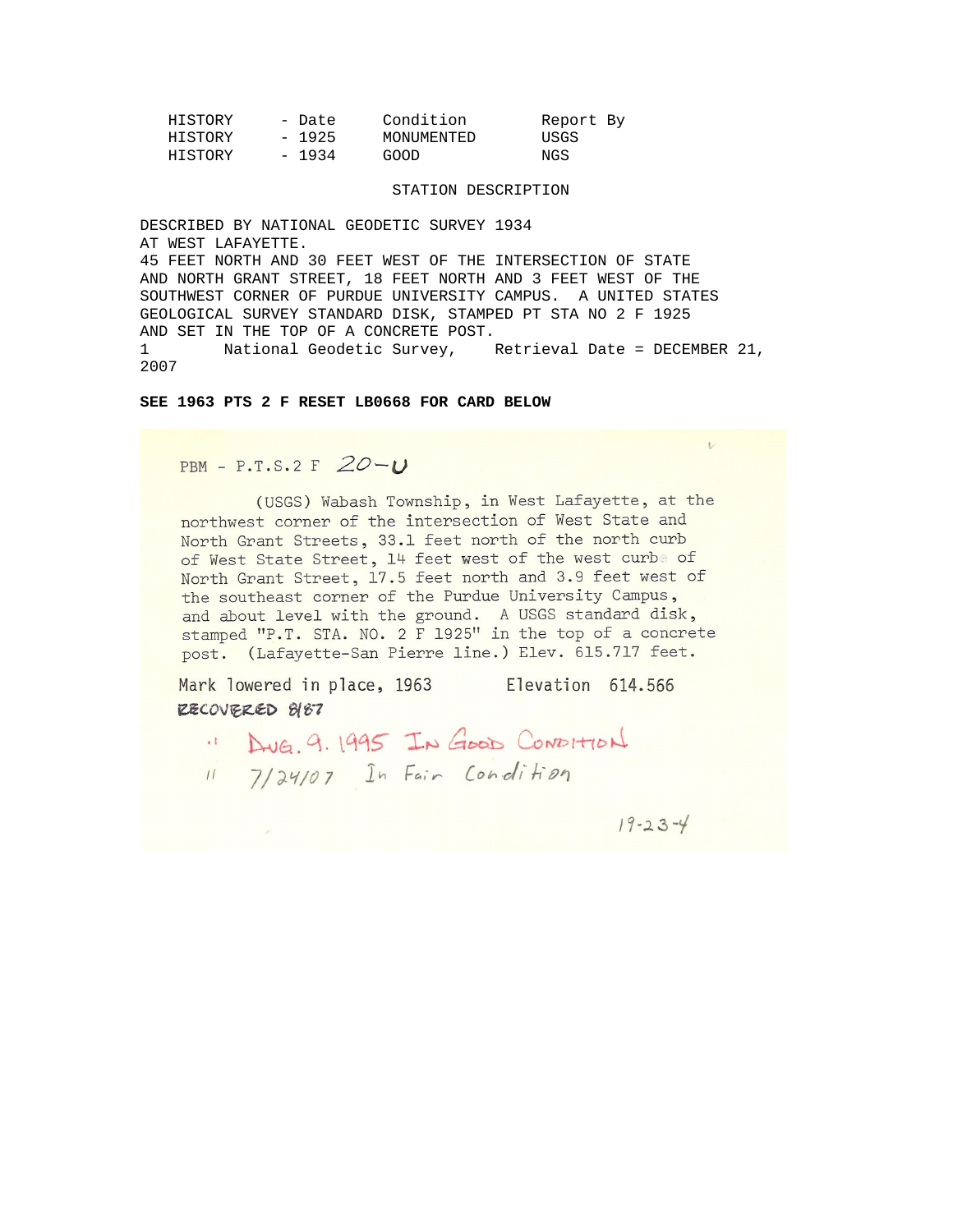| HISTORY | - Date | Condition | Report By |
|---|---|---|---|
| HISTORY | - 1925 | MONUMENTED | USGS |
| HISTORY | - 1934 | GOOD | NGS |

STATION DESCRIPTION

DESCRIBED BY NATIONAL GEODETIC SURVEY 1934
AT WEST LAFAYETTE.
45 FEET NORTH AND 30 FEET WEST OF THE INTERSECTION OF STATE AND NORTH GRANT STREET, 18 FEET NORTH AND 3 FEET WEST OF THE SOUTHWEST CORNER OF PURDUE UNIVERSITY CAMPUS. A UNITED STATES GEOLOGICAL SURVEY STANDARD DISK, STAMPED PT STA NO 2 F 1925 AND SET IN THE TOP OF A CONCRETE POST.

1 National Geodetic Survey, Retrieval Date = DECEMBER 21, 2007

**SEE 1963 PTS 2 F RESET LB0668 FOR CARD BELOW**

PBM - P.T.S.2 F 20-U

(USGS) Wabash Township, in West Lafayette, at the northwest corner of the intersection of West State and North Grant Streets, 33.1 feet north of the north curb of West State Street, 14 feet west of the west curb of North Grant Street, 17.5 feet north and 3.9 feet west of the southeast corner of the Purdue University Campus, and about level with the ground. A USGS standard disk, stamped "P.T. STA. NO. 2 F 1925" in the top of a concrete post. (Lafayette-San Pierre line.) Elev. 615.717 feet.

Mark lowered in place, 1963 Elevation 614.566

RECOVERED 8/87

" AUG. 9. 1995 IN GOOD CONDITION

" 7/24/07 In Fair Condition

19-23-4